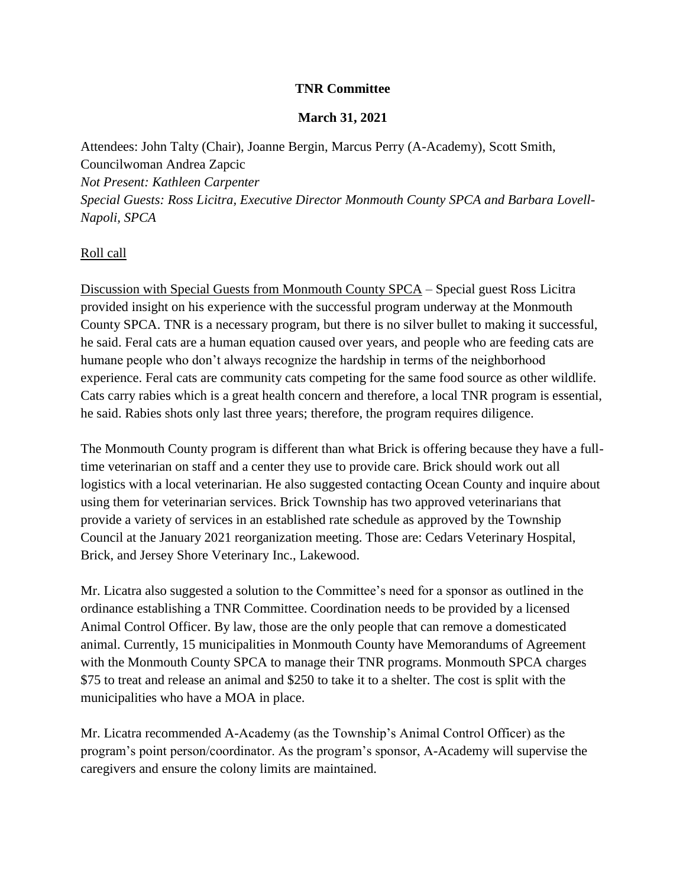**TNR Committee**

**March 31, 2021**

Attendees: John Talty (Chair), Joanne Bergin, Marcus Perry (A-Academy), Scott Smith, Councilwoman Andrea Zapcic
*Not Present: Kathleen Carpenter*
*Special Guests: Ross Licitra, Executive Director Monmouth County SPCA and Barbara Lovell-Napoli, SPCA*

<u>Roll call</u>

<u>Discussion with Special Guests from Monmouth County SPCA</u> – Special guest Ross Licitra provided insight on his experience with the successful program underway at the Monmouth County SPCA. TNR is a necessary program, but there is no silver bullet to making it successful, he said. Feral cats are a human equation caused over years, and people who are feeding cats are humane people who don't always recognize the hardship in terms of the neighborhood experience. Feral cats are community cats competing for the same food source as other wildlife. Cats carry rabies which is a great health concern and therefore, a local TNR program is essential, he said. Rabies shots only last three years; therefore, the program requires diligence.

The Monmouth County program is different than what Brick is offering because they have a full-time veterinarian on staff and a center they use to provide care. Brick should work out all logistics with a local veterinarian. He also suggested contacting Ocean County and inquire about using them for veterinarian services. Brick Township has two approved veterinarians that provide a variety of services in an established rate schedule as approved by the Township Council at the January 2021 reorganization meeting. Those are: Cedars Veterinary Hospital, Brick, and Jersey Shore Veterinary Inc., Lakewood.

Mr. Licatra also suggested a solution to the Committee's need for a sponsor as outlined in the ordinance establishing a TNR Committee. Coordination needs to be provided by a licensed Animal Control Officer. By law, those are the only people that can remove a domesticated animal. Currently, 15 municipalities in Monmouth County have Memorandums of Agreement with the Monmouth County SPCA to manage their TNR programs. Monmouth SPCA charges $75 to treat and release an animal and $250 to take it to a shelter. The cost is split with the municipalities who have a MOA in place.

Mr. Licatra recommended A-Academy (as the Township's Animal Control Officer) as the program's point person/coordinator. As the program's sponsor, A-Academy will supervise the caregivers and ensure the colony limits are maintained.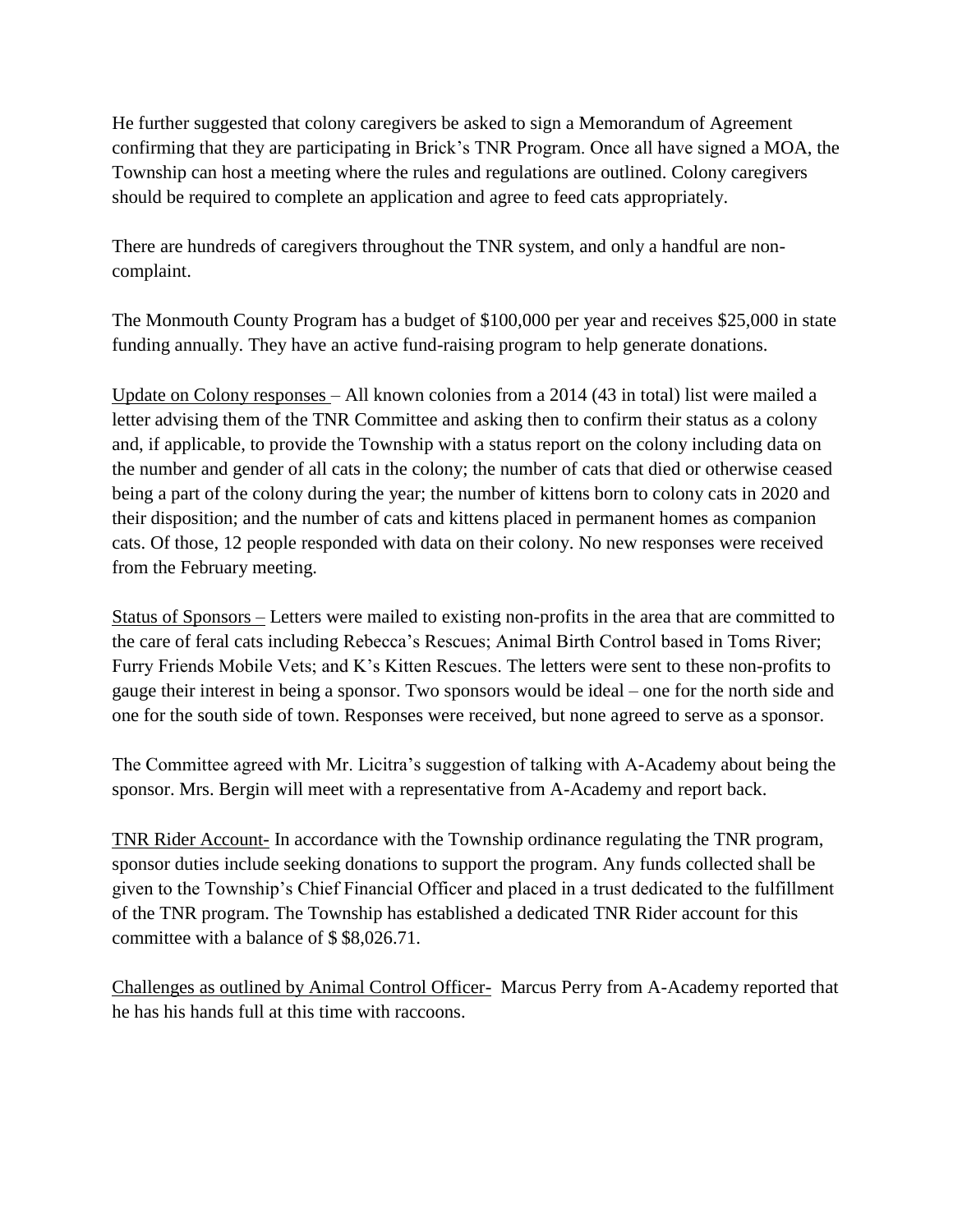He further suggested that colony caregivers be asked to sign a Memorandum of Agreement confirming that they are participating in Brick's TNR Program. Once all have signed a MOA, the Township can host a meeting where the rules and regulations are outlined. Colony caregivers should be required to complete an application and agree to feed cats appropriately.

There are hundreds of caregivers throughout the TNR system, and only a handful are non-complaint.

The Monmouth County Program has a budget of $100,000 per year and receives $25,000 in state funding annually. They have an active fund-raising program to help generate donations.

<u>Update on Colony responses</u> – All known colonies from a 2014 (43 in total) list were mailed a letter advising them of the TNR Committee and asking then to confirm their status as a colony and, if applicable, to provide the Township with a status report on the colony including data on the number and gender of all cats in the colony; the number of cats that died or otherwise ceased being a part of the colony during the year; the number of kittens born to colony cats in 2020 and their disposition; and the number of cats and kittens placed in permanent homes as companion cats. Of those, 12 people responded with data on their colony. No new responses were received from the February meeting.

<u>Status of Sponsors</u> – Letters were mailed to existing non-profits in the area that are committed to the care of feral cats including Rebecca's Rescues; Animal Birth Control based in Toms River; Furry Friends Mobile Vets; and K's Kitten Rescues. The letters were sent to these non-profits to gauge their interest in being a sponsor. Two sponsors would be ideal – one for the north side and one for the south side of town. Responses were received, but none agreed to serve as a sponsor.

The Committee agreed with Mr. Licitra's suggestion of talking with A-Academy about being the sponsor. Mrs. Bergin will meet with a representative from A-Academy and report back.

<u>TNR Rider Account-</u> In accordance with the Township ordinance regulating the TNR program, sponsor duties include seeking donations to support the program. Any funds collected shall be given to the Township's Chief Financial Officer and placed in a trust dedicated to the fulfillment of the TNR program. The Township has established a dedicated TNR Rider account for this committee with a balance of $ $8,026.71.

<u>Challenges as outlined by Animal Control Officer-</u> Marcus Perry from A-Academy reported that he has his hands full at this time with raccoons.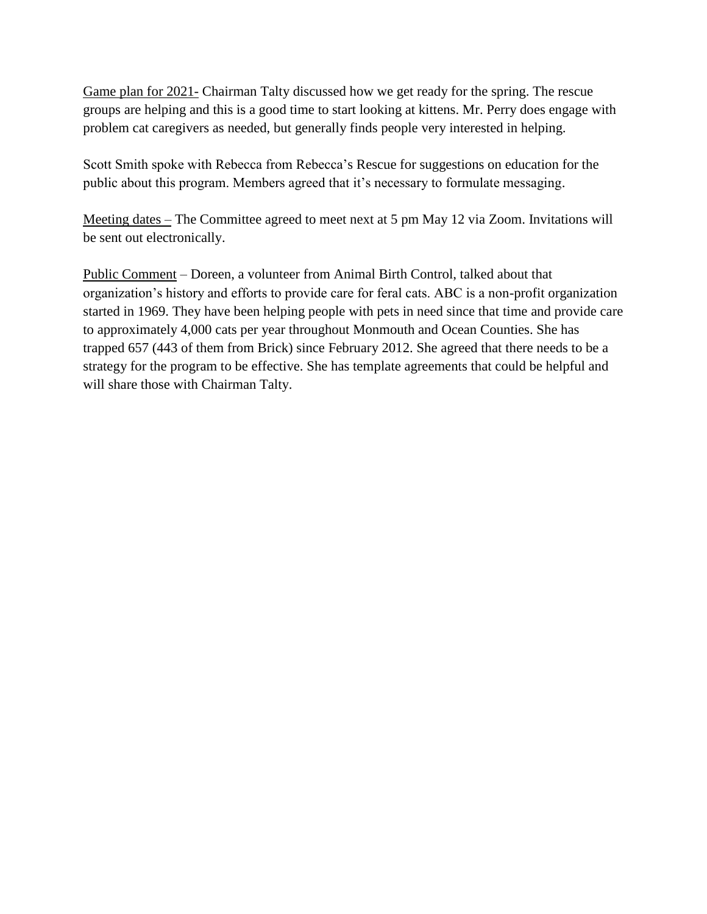Game plan for 2021- Chairman Talty discussed how we get ready for the spring. The rescue groups are helping and this is a good time to start looking at kittens. Mr. Perry does engage with problem cat caregivers as needed, but generally finds people very interested in helping.

Scott Smith spoke with Rebecca from Rebecca's Rescue for suggestions on education for the public about this program. Members agreed that it's necessary to formulate messaging.

Meeting dates – The Committee agreed to meet next at 5 pm May 12 via Zoom. Invitations will be sent out electronically.

Public Comment – Doreen, a volunteer from Animal Birth Control, talked about that organization's history and efforts to provide care for feral cats. ABC is a non-profit organization started in 1969. They have been helping people with pets in need since that time and provide care to approximately 4,000 cats per year throughout Monmouth and Ocean Counties. She has trapped 657 (443 of them from Brick) since February 2012. She agreed that there needs to be a strategy for the program to be effective. She has template agreements that could be helpful and will share those with Chairman Talty.